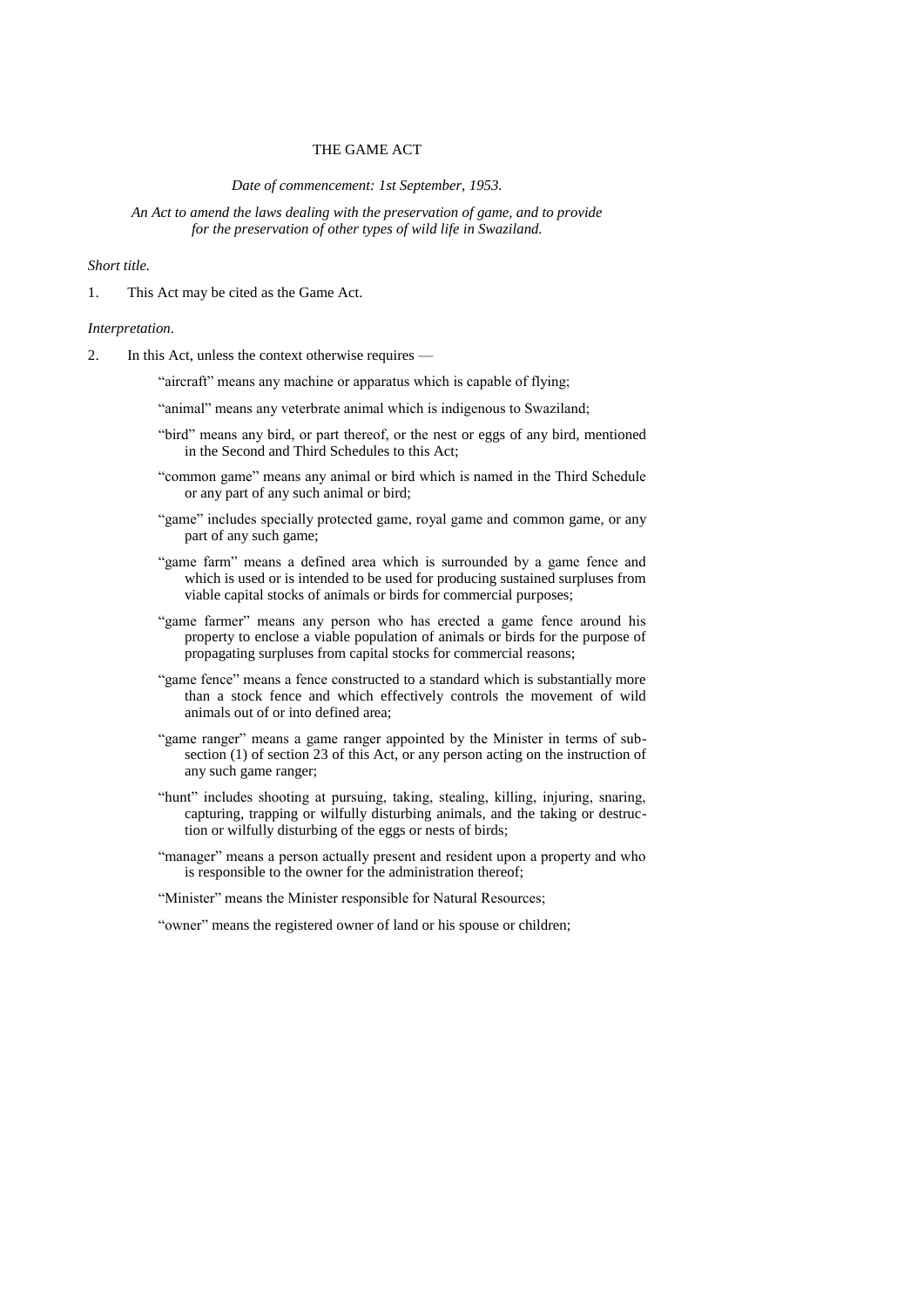# THE GAME ACT

*Date of commencement: 1st September, 1953.*

*An Act to amend the laws dealing with the preservation of game, and to provide for the preservation of other types of wild life in Swaziland.*

*Short title.*

1. This Act may be cited as the Game Act.

*Interpretation.*

2. In this Act, unless the context otherwise requires —

"aircraft" means any machine or apparatus which is capable of flying;

"animal" means any veterbrate animal which is indigenous to Swaziland;

"bird" means any bird, or part thereof, or the nest or eggs of any bird, mentioned in the Second and Third Schedules to this Act;

"common game" means any animal or bird which is named in the Third Schedule or any part of any such animal or bird;

"game" includes specially protected game, royal game and common game, or any part of any such game;

"game farm" means a defined area which is surrounded by a game fence and which is used or is intended to be used for producing sustained surpluses from viable capital stocks of animals or birds for commercial purposes;

"game farmer" means any person who has erected a game fence around his property to enclose a viable population of animals or birds for the purpose of propagating surpluses from capital stocks for commercial reasons;

"game fence" means a fence constructed to a standard which is substantially more than a stock fence and which effectively controls the movement of wild animals out of or into defined area;

"game ranger" means a game ranger appointed by the Minister in terms of sub-section (1) of section 23 of this Act, or any person acting on the instruction of any such game ranger;

"hunt" includes shooting at pursuing, taking, stealing, killing, injuring, snaring, capturing, trapping or wilfully disturbing animals, and the taking or destruction or wilfully disturbing of the eggs or nests of birds;

"manager" means a person actually present and resident upon a property and who is responsible to the owner for the administration thereof;

"Minister" means the Minister responsible for Natural Resources;

"owner" means the registered owner of land or his spouse or children;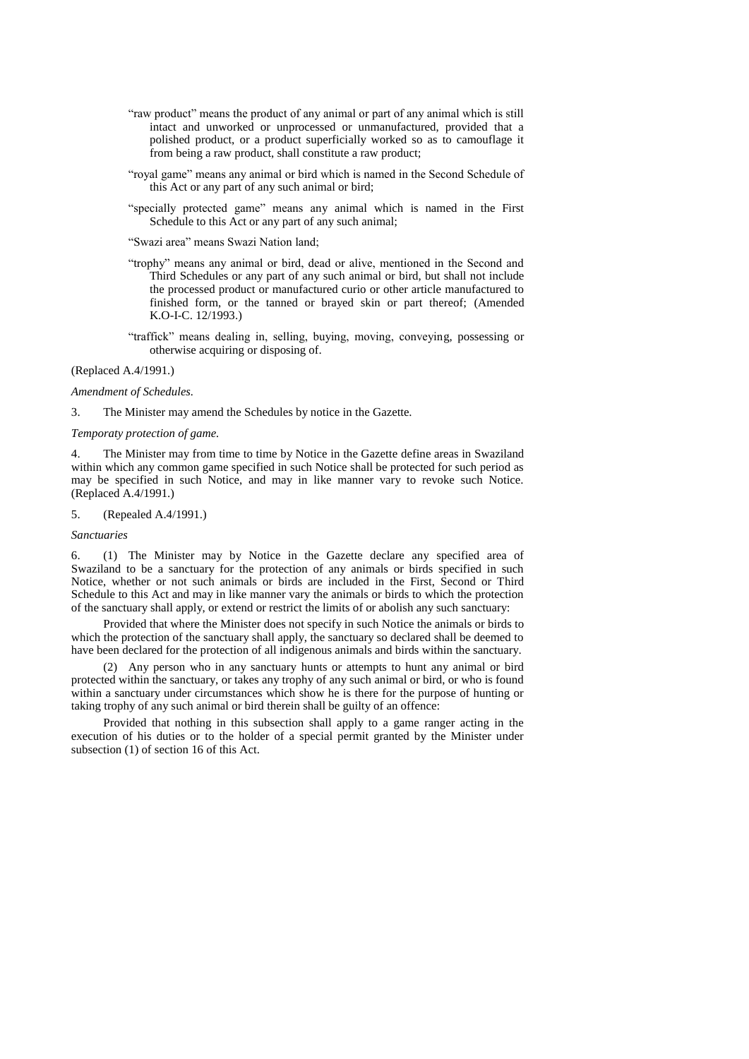"raw product" means the product of any animal or part of any animal which is still intact and unworked or unprocessed or unmanufactured, provided that a polished product, or a product superficially worked so as to camouflage it from being a raw product, shall constitute a raw product;

"royal game" means any animal or bird which is named in the Second Schedule of this Act or any part of any such animal or bird;

"specially protected game" means any animal which is named in the First Schedule to this Act or any part of any such animal;

"Swazi area" means Swazi Nation land;

"trophy" means any animal or bird, dead or alive, mentioned in the Second and Third Schedules or any part of any such animal or bird, but shall not include the processed product or manufactured curio or other article manufactured to finished form, or the tanned or brayed skin or part thereof; (Amended K.O-I-C. 12/1993.)

"traffick" means dealing in, selling, buying, moving, conveying, possessing or otherwise acquiring or disposing of.

(Replaced A.4/1991.)

*Amendment of Schedules.*

3. The Minister may amend the Schedules by notice in the Gazette.

*Temporaty protection of game.*

4. The Minister may from time to time by Notice in the Gazette define areas in Swaziland within which any common game specified in such Notice shall be protected for such period as may be specified in such Notice, and may in like manner vary to revoke such Notice. (Replaced A.4/1991.)

5. (Repealed A.4/1991.)

*Sanctuaries*

6. (1) The Minister may by Notice in the Gazette declare any specified area of Swaziland to be a sanctuary for the protection of any animals or birds specified in such Notice, whether or not such animals or birds are included in the First, Second or Third Schedule to this Act and may in like manner vary the animals or birds to which the protection of the sanctuary shall apply, or extend or restrict the limits of or abolish any such sanctuary:

Provided that where the Minister does not specify in such Notice the animals or birds to which the protection of the sanctuary shall apply, the sanctuary so declared shall be deemed to have been declared for the protection of all indigenous animals and birds within the sanctuary.

(2) Any person who in any sanctuary hunts or attempts to hunt any animal or bird protected within the sanctuary, or takes any trophy of any such animal or bird, or who is found within a sanctuary under circumstances which show he is there for the purpose of hunting or taking trophy of any such animal or bird therein shall be guilty of an offence:

Provided that nothing in this subsection shall apply to a game ranger acting in the execution of his duties or to the holder of a special permit granted by the Minister under subsection (1) of section 16 of this Act.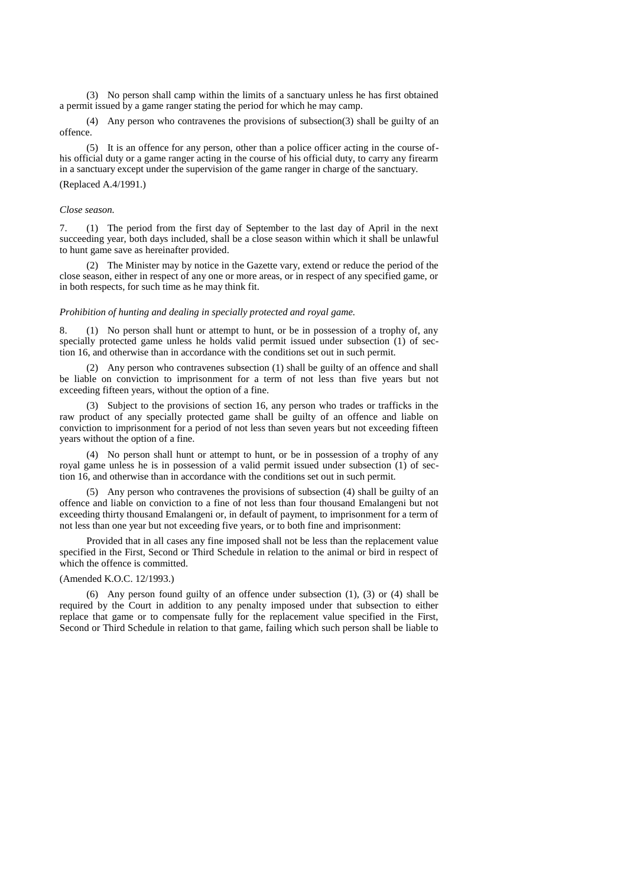(3) No person shall camp within the limits of a sanctuary unless he has first obtained a permit issued by a game ranger stating the period for which he may camp.

(4) Any person who contravenes the provisions of subsection(3) shall be guilty of an offence.

(5) It is an offence for any person, other than a police officer acting in the course of his official duty or a game ranger acting in the course of his official duty, to carry any firearm in a sanctuary except under the supervision of the game ranger in charge of the sanctuary.

(Replaced A.4/1991.)

*Close season.*

7. (1) The period from the first day of September to the last day of April in the next succeeding year, both days included, shall be a close season within which it shall be unlawful to hunt game save as hereinafter provided.

(2) The Minister may by notice in the Gazette vary, extend or reduce the period of the close season, either in respect of any one or more areas, or in respect of any specified game, or in both respects, for such time as he may think fit.

*Prohibition of hunting and dealing in specially protected and royal game.*

8. (1) No person shall hunt or attempt to hunt, or be in possession of a trophy of, any specially protected game unless he holds valid permit issued under subsection (1) of section 16, and otherwise than in accordance with the conditions set out in such permit.

(2) Any person who contravenes subsection (1) shall be guilty of an offence and shall be liable on conviction to imprisonment for a term of not less than five years but not exceeding fifteen years, without the option of a fine.

(3) Subject to the provisions of section 16, any person who trades or trafficks in the raw product of any specially protected game shall be guilty of an offence and liable on conviction to imprisonment for a period of not less than seven years but not exceeding fifteen years without the option of a fine.

(4) No person shall hunt or attempt to hunt, or be in possession of a trophy of any royal game unless he is in possession of a valid permit issued under subsection (1) of section 16, and otherwise than in accordance with the conditions set out in such permit.

(5) Any person who contravenes the provisions of subsection (4) shall be guilty of an offence and liable on conviction to a fine of not less than four thousand Emalangeni but not exceeding thirty thousand Emalangeni or, in default of payment, to imprisonment for a term of not less than one year but not exceeding five years, or to both fine and imprisonment:

Provided that in all cases any fine imposed shall not be less than the replacement value specified in the First, Second or Third Schedule in relation to the animal or bird in respect of which the offence is committed.

(Amended K.O.C. 12/1993.)

(6) Any person found guilty of an offence under subsection (1), (3) or (4) shall be required by the Court in addition to any penalty imposed under that subsection to either replace that game or to compensate fully for the replacement value specified in the First, Second or Third Schedule in relation to that game, failing which such person shall be liable to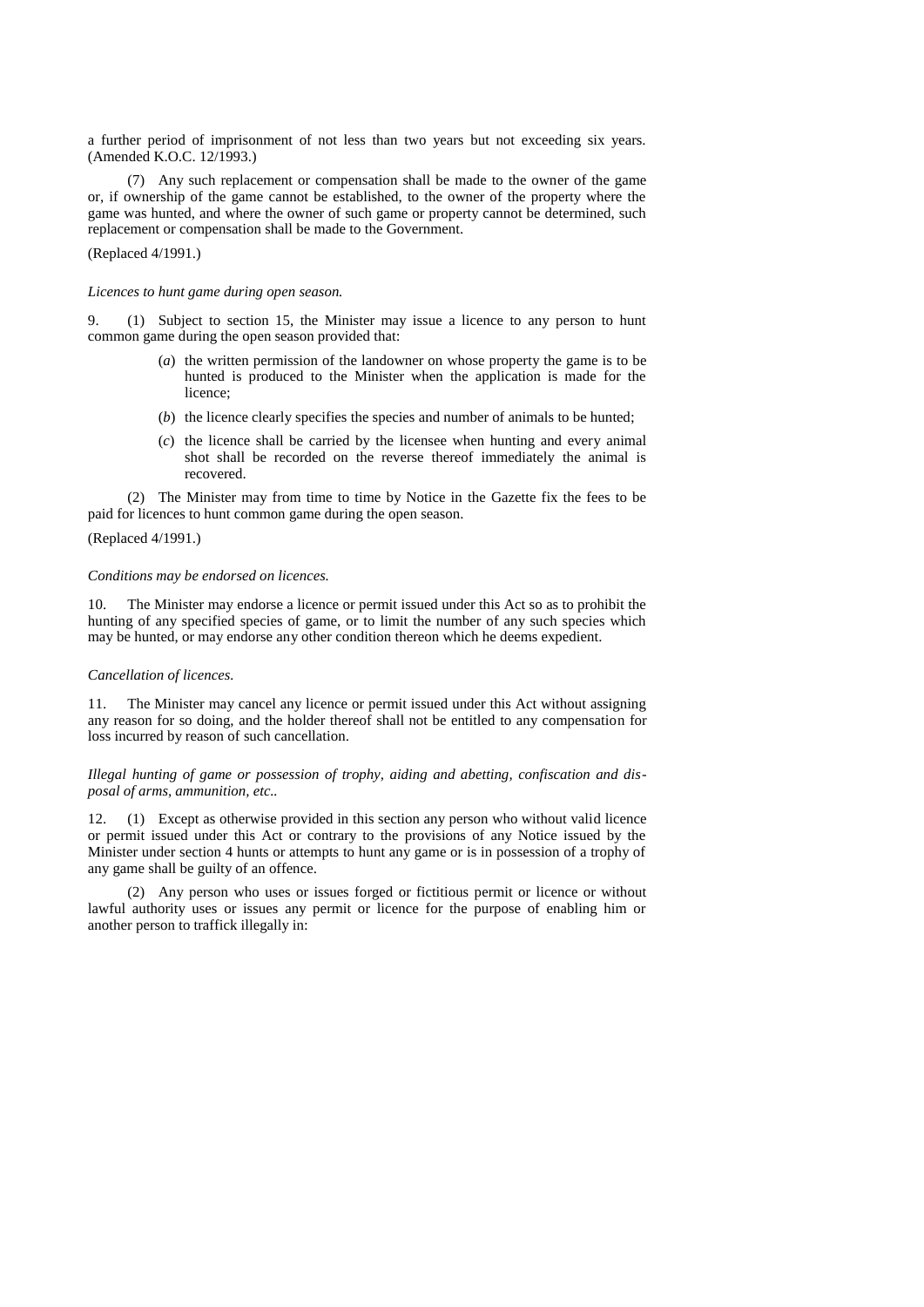a further period of imprisonment of not less than two years but not exceeding six years. (Amended K.O.C. 12/1993.)

(7) Any such replacement or compensation shall be made to the owner of the game or, if ownership of the game cannot be established, to the owner of the property where the game was hunted, and where the owner of such game or property cannot be determined, such replacement or compensation shall be made to the Government.

(Replaced 4/1991.)

*Licences to hunt game during open season.*

9. (1) Subject to section 15, the Minister may issue a licence to any person to hunt common game during the open season provided that:

- (*a*) the written permission of the landowner on whose property the game is to be hunted is produced to the Minister when the application is made for the licence;
- (*b*) the licence clearly specifies the species and number of animals to be hunted;
- (*c*) the licence shall be carried by the licensee when hunting and every animal shot shall be recorded on the reverse thereof immediately the animal is recovered.

(2) The Minister may from time to time by Notice in the Gazette fix the fees to be paid for licences to hunt common game during the open season.

(Replaced 4/1991.)

*Conditions may be endorsed on licences.*

10. The Minister may endorse a licence or permit issued under this Act so as to prohibit the hunting of any specified species of game, or to limit the number of any such species which may be hunted, or may endorse any other condition thereon which he deems expedient.

*Cancellation of licences.*

11. The Minister may cancel any licence or permit issued under this Act without assigning any reason for so doing, and the holder thereof shall not be entitled to any compensation for loss incurred by reason of such cancellation.

*Illegal hunting of game or possession of trophy, aiding and abetting, confiscation and disposal of arms, ammunition, etc..*

12. (1) Except as otherwise provided in this section any person who without valid licence or permit issued under this Act or contrary to the provisions of any Notice issued by the Minister under section 4 hunts or attempts to hunt any game or is in possession of a trophy of any game shall be guilty of an offence.

(2) Any person who uses or issues forged or fictitious permit or licence or without lawful authority uses or issues any permit or licence for the purpose of enabling him or another person to traffick illegally in: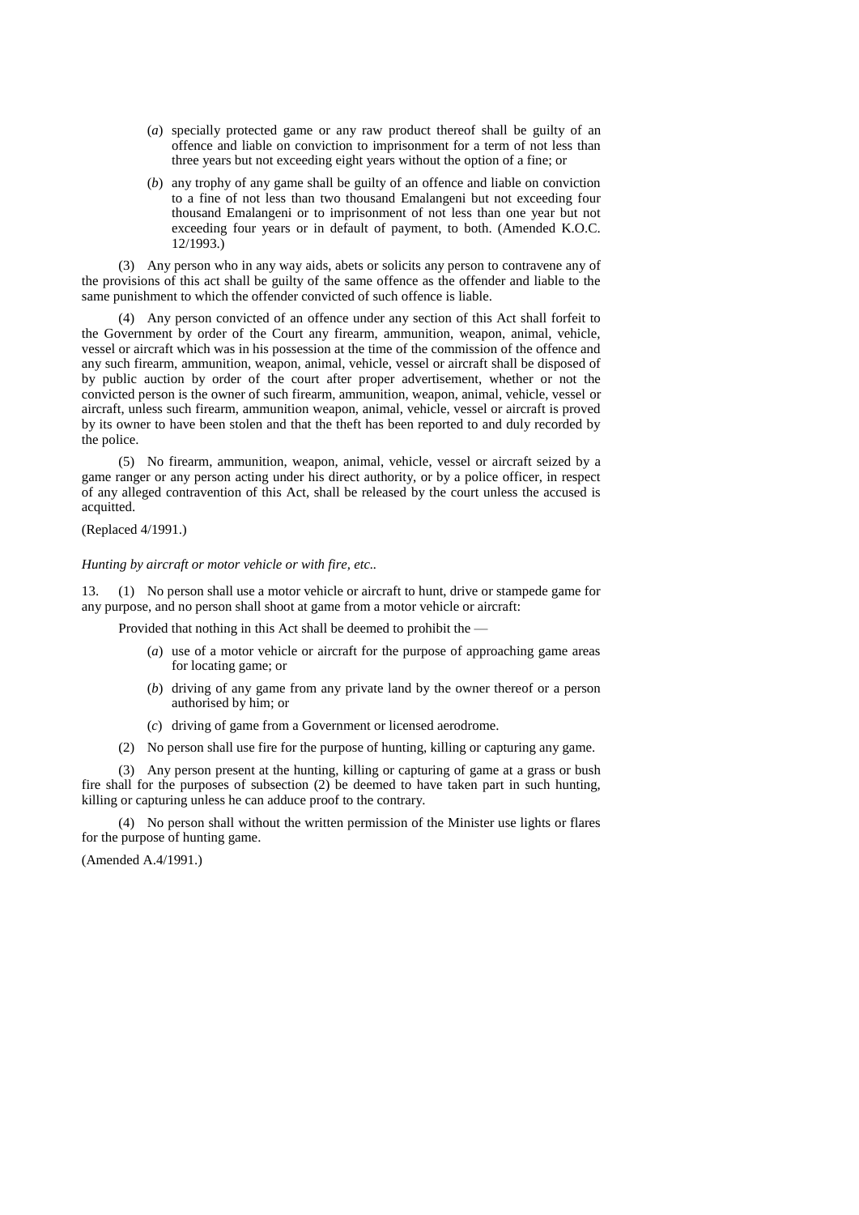(*a*) specially protected game or any raw product thereof shall be guilty of an offence and liable on conviction to imprisonment for a term of not less than three years but not exceeding eight years without the option of a fine; or

(*b*) any trophy of any game shall be guilty of an offence and liable on conviction to a fine of not less than two thousand Emalangeni but not exceeding four thousand Emalangeni or to imprisonment of not less than one year but not exceeding four years or in default of payment, to both. (Amended K.O.C. 12/1993.)

(3) Any person who in any way aids, abets or solicits any person to contravene any of the provisions of this act shall be guilty of the same offence as the offender and liable to the same punishment to which the offender convicted of such offence is liable.

(4) Any person convicted of an offence under any section of this Act shall forfeit to the Government by order of the Court any firearm, ammunition, weapon, animal, vehicle, vessel or aircraft which was in his possession at the time of the commission of the offence and any such firearm, ammunition, weapon, animal, vehicle, vessel or aircraft shall be disposed of by public auction by order of the court after proper advertisement, whether or not the convicted person is the owner of such firearm, ammunition, weapon, animal, vehicle, vessel or aircraft, unless such firearm, ammunition weapon, animal, vehicle, vessel or aircraft is proved by its owner to have been stolen and that the theft has been reported to and duly recorded by the police.

(5) No firearm, ammunition, weapon, animal, vehicle, vessel or aircraft seized by a game ranger or any person acting under his direct authority, or by a police officer, in respect of any alleged contravention of this Act, shall be released by the court unless the accused is acquitted.

(Replaced 4/1991.)

*Hunting by aircraft or motor vehicle or with fire, etc..*

13. (1) No person shall use a motor vehicle or aircraft to hunt, drive or stampede game for any purpose, and no person shall shoot at game from a motor vehicle or aircraft:

Provided that nothing in this Act shall be deemed to prohibit the —

(*a*) use of a motor vehicle or aircraft for the purpose of approaching game areas for locating game; or

(*b*) driving of any game from any private land by the owner thereof or a person authorised by him; or

(*c*) driving of game from a Government or licensed aerodrome.

(2) No person shall use fire for the purpose of hunting, killing or capturing any game.

(3) Any person present at the hunting, killing or capturing of game at a grass or bush fire shall for the purposes of subsection (2) be deemed to have taken part in such hunting, killing or capturing unless he can adduce proof to the contrary.

(4) No person shall without the written permission of the Minister use lights or flares for the purpose of hunting game.

(Amended A.4/1991.)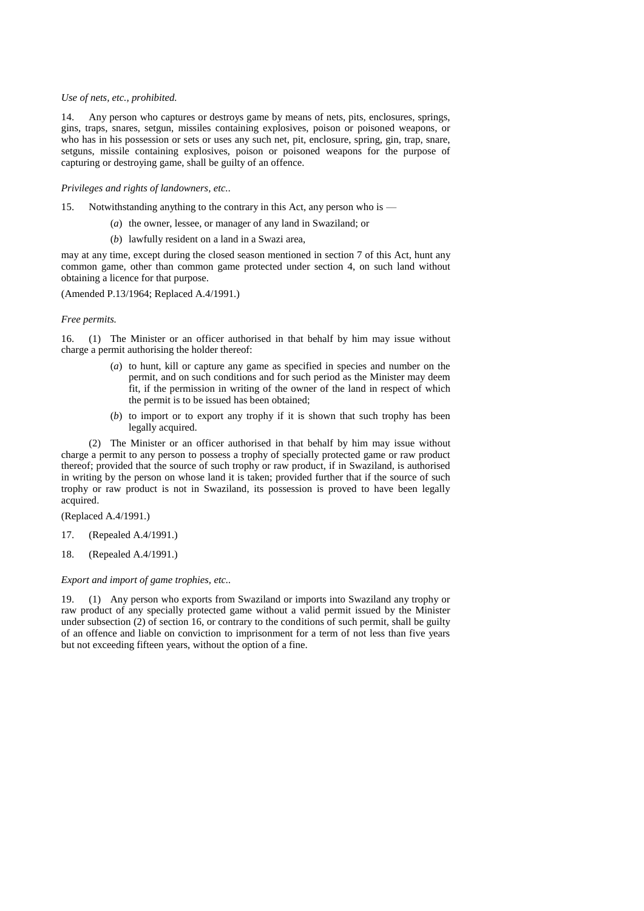*Use of nets, etc., prohibited.*

14. Any person who captures or destroys game by means of nets, pits, enclosures, springs, gins, traps, snares, setgun, missiles containing explosives, poison or poisoned weapons, or who has in his possession or sets or uses any such net, pit, enclosure, spring, gin, trap, snare, setguns, missile containing explosives, poison or poisoned weapons for the purpose of capturing or destroying game, shall be guilty of an offence.

*Privileges and rights of landowners, etc..*

15. Notwithstanding anything to the contrary in this Act, any person who is —

(*a*) the owner, lessee, or manager of any land in Swaziland; or

(*b*) lawfully resident on a land in a Swazi area,

may at any time, except during the closed season mentioned in section 7 of this Act, hunt any common game, other than common game protected under section 4, on such land without obtaining a licence for that purpose.

(Amended P.13/1964; Replaced A.4/1991.)

*Free permits.*

16. (1) The Minister or an officer authorised in that behalf by him may issue without charge a permit authorising the holder thereof:

(*a*) to hunt, kill or capture any game as specified in species and number on the permit, and on such conditions and for such period as the Minister may deem fit, if the permission in writing of the owner of the land in respect of which the permit is to be issued has been obtained;

(*b*) to import or to export any trophy if it is shown that such trophy has been legally acquired.

(2) The Minister or an officer authorised in that behalf by him may issue without charge a permit to any person to possess a trophy of specially protected game or raw product thereof; provided that the source of such trophy or raw product, if in Swaziland, is authorised in writing by the person on whose land it is taken; provided further that if the source of such trophy or raw product is not in Swaziland, its possession is proved to have been legally acquired.

(Replaced A.4/1991.)

17. (Repealed A.4/1991.)

18. (Repealed A.4/1991.)

*Export and import of game trophies, etc..*

19. (1) Any person who exports from Swaziland or imports into Swaziland any trophy or raw product of any specially protected game without a valid permit issued by the Minister under subsection (2) of section 16, or contrary to the conditions of such permit, shall be guilty of an offence and liable on conviction to imprisonment for a term of not less than five years but not exceeding fifteen years, without the option of a fine.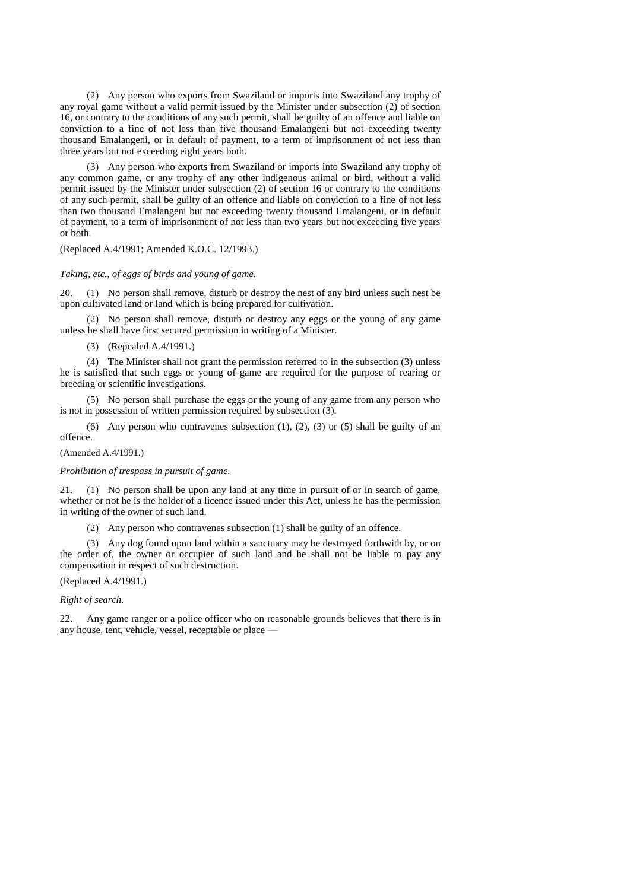(2) Any person who exports from Swaziland or imports into Swaziland any trophy of any royal game without a valid permit issued by the Minister under subsection (2) of section 16, or contrary to the conditions of any such permit, shall be guilty of an offence and liable on conviction to a fine of not less than five thousand Emalangeni but not exceeding twenty thousand Emalangeni, or in default of payment, to a term of imprisonment of not less than three years but not exceeding eight years both.

(3) Any person who exports from Swaziland or imports into Swaziland any trophy of any common game, or any trophy of any other indigenous animal or bird, without a valid permit issued by the Minister under subsection (2) of section 16 or contrary to the conditions of any such permit, shall be guilty of an offence and liable on conviction to a fine of not less than two thousand Emalangeni but not exceeding twenty thousand Emalangeni, or in default of payment, to a term of imprisonment of not less than two years but not exceeding five years or both.

(Replaced A.4/1991; Amended K.O.C. 12/1993.)

*Taking, etc., of eggs of birds and young of game.*

20. (1) No person shall remove, disturb or destroy the nest of any bird unless such nest be upon cultivated land or land which is being prepared for cultivation.

(2) No person shall remove, disturb or destroy any eggs or the young of any game unless he shall have first secured permission in writing of a Minister.

(3) (Repealed A.4/1991.)

(4) The Minister shall not grant the permission referred to in the subsection (3) unless he is satisfied that such eggs or young of game are required for the purpose of rearing or breeding or scientific investigations.

(5) No person shall purchase the eggs or the young of any game from any person who is not in possession of written permission required by subsection (3).

(6) Any person who contravenes subsection (1), (2), (3) or (5) shall be guilty of an offence.

(Amended A.4/1991.)

*Prohibition of trespass in pursuit of game.*

21. (1) No person shall be upon any land at any time in pursuit of or in search of game, whether or not he is the holder of a licence issued under this Act, unless he has the permission in writing of the owner of such land.

(2) Any person who contravenes subsection (1) shall be guilty of an offence.

(3) Any dog found upon land within a sanctuary may be destroyed forthwith by, or on the order of, the owner or occupier of such land and he shall not be liable to pay any compensation in respect of such destruction.

(Replaced A.4/1991.)

*Right of search.*

22. Any game ranger or a police officer who on reasonable grounds believes that there is in any house, tent, vehicle, vessel, receptable or place —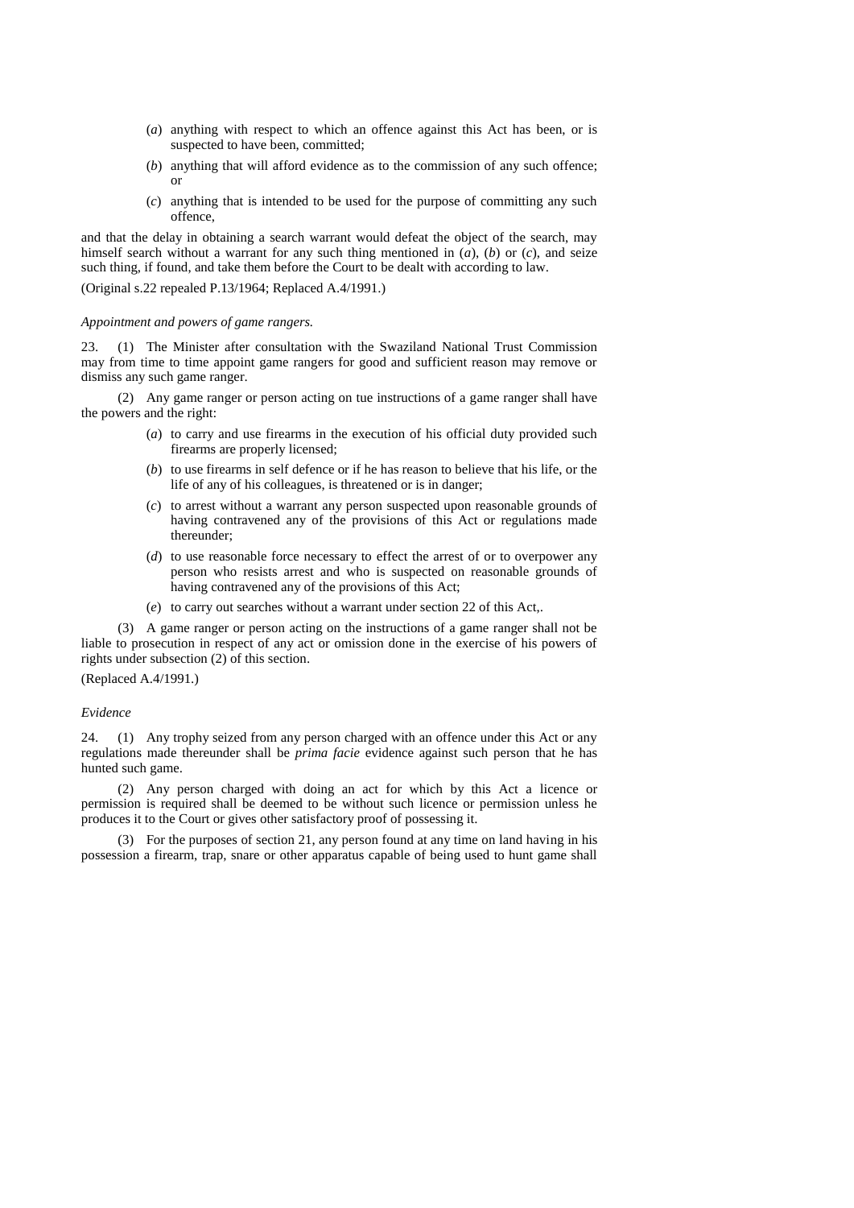(*a*) anything with respect to which an offence against this Act has been, or is suspected to have been, committed;

(*b*) anything that will afford evidence as to the commission of any such offence; or

(*c*) anything that is intended to be used for the purpose of committing any such offence,

and that the delay in obtaining a search warrant would defeat the object of the search, may himself search without a warrant for any such thing mentioned in (*a*), (*b*) or (*c*), and seize such thing, if found, and take them before the Court to be dealt with according to law.

(Original s.22 repealed P.13/1964; Replaced A.4/1991.)

*Appointment and powers of game rangers.*

23. (1) The Minister after consultation with the Swaziland National Trust Commission may from time to time appoint game rangers for good and sufficient reason may remove or dismiss any such game ranger.

(2) Any game ranger or person acting on tue instructions of a game ranger shall have the powers and the right:

(*a*) to carry and use firearms in the execution of his official duty provided such firearms are properly licensed;

(*b*) to use firearms in self defence or if he has reason to believe that his life, or the life of any of his colleagues, is threatened or is in danger;

(*c*) to arrest without a warrant any person suspected upon reasonable grounds of having contravened any of the provisions of this Act or regulations made thereunder;

(*d*) to use reasonable force necessary to effect the arrest of or to overpower any person who resists arrest and who is suspected on reasonable grounds of having contravened any of the provisions of this Act;

(*e*) to carry out searches without a warrant under section 22 of this Act,.

(3) A game ranger or person acting on the instructions of a game ranger shall not be liable to prosecution in respect of any act or omission done in the exercise of his powers of rights under subsection (2) of this section.

(Replaced A.4/1991.)

*Evidence*

24. (1) Any trophy seized from any person charged with an offence under this Act or any regulations made thereunder shall be *prima facie* evidence against such person that he has hunted such game.

(2) Any person charged with doing an act for which by this Act a licence or permission is required shall be deemed to be without such licence or permission unless he produces it to the Court or gives other satisfactory proof of possessing it.

(3) For the purposes of section 21, any person found at any time on land having in his possession a firearm, trap, snare or other apparatus capable of being used to hunt game shall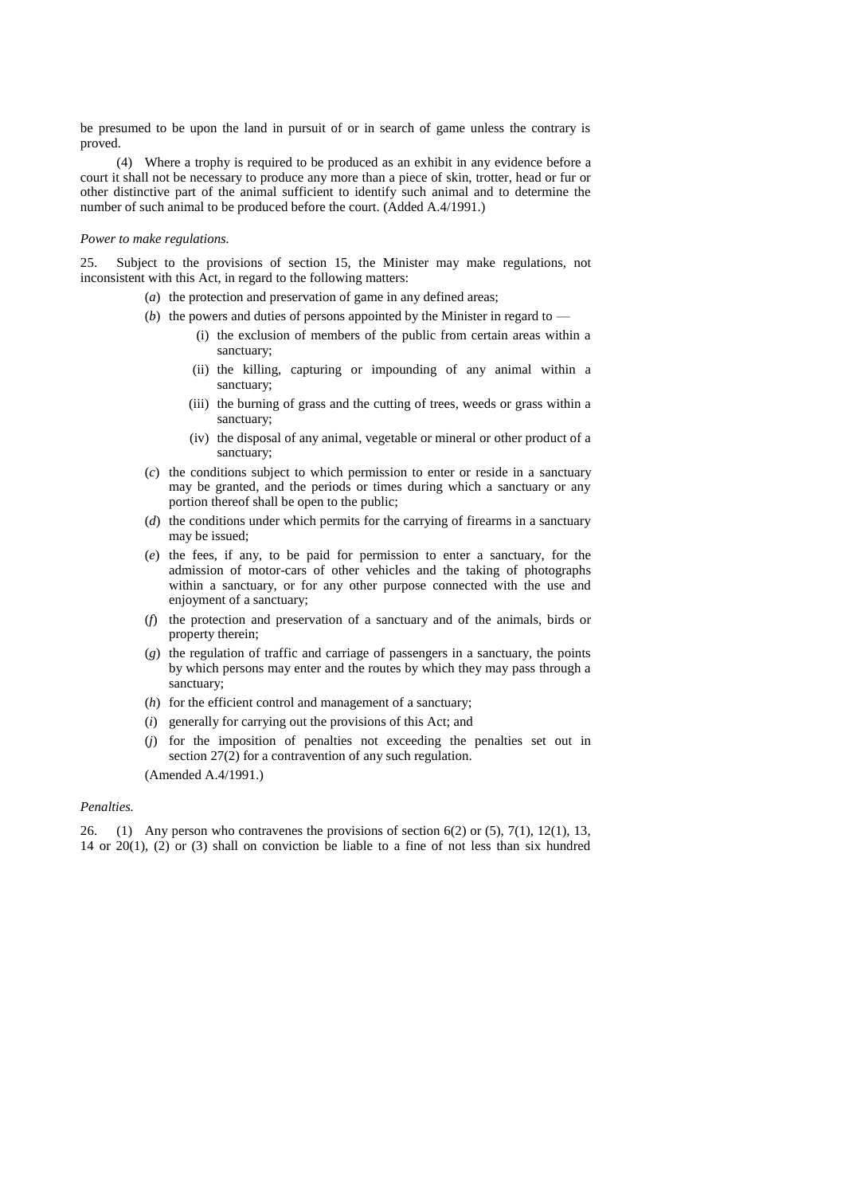be presumed to be upon the land in pursuit of or in search of game unless the contrary is proved.

(4) Where a trophy is required to be produced as an exhibit in any evidence before a court it shall not be necessary to produce any more than a piece of skin, trotter, head or fur or other distinctive part of the animal sufficient to identify such animal and to determine the number of such animal to be produced before the court. (Added A.4/1991.)

*Power to make regulations.*

25. Subject to the provisions of section 15, the Minister may make regulations, not inconsistent with this Act, in regard to the following matters:

(*a*) the protection and preservation of game in any defined areas;

(*b*) the powers and duties of persons appointed by the Minister in regard to —

(i) the exclusion of members of the public from certain areas within a sanctuary;

(ii) the killing, capturing or impounding of any animal within a sanctuary;

(iii) the burning of grass and the cutting of trees, weeds or grass within a sanctuary;

(iv) the disposal of any animal, vegetable or mineral or other product of a sanctuary;

(*c*) the conditions subject to which permission to enter or reside in a sanctuary may be granted, and the periods or times during which a sanctuary or any portion thereof shall be open to the public;

(*d*) the conditions under which permits for the carrying of firearms in a sanctuary may be issued;

(*e*) the fees, if any, to be paid for permission to enter a sanctuary, for the admission of motor-cars of other vehicles and the taking of photographs within a sanctuary, or for any other purpose connected with the use and enjoyment of a sanctuary;

(*f*) the protection and preservation of a sanctuary and of the animals, birds or property therein;

(*g*) the regulation of traffic and carriage of passengers in a sanctuary, the points by which persons may enter and the routes by which they may pass through a sanctuary;

(*h*) for the efficient control and management of a sanctuary;

(*i*) generally for carrying out the provisions of this Act; and

(*j*) for the imposition of penalties not exceeding the penalties set out in section 27(2) for a contravention of any such regulation.

(Amended A.4/1991.)

*Penalties.*

26. (1) Any person who contravenes the provisions of section 6(2) or (5), 7(1), 12(1), 13, 14 or 20(1), (2) or (3) shall on conviction be liable to a fine of not less than six hundred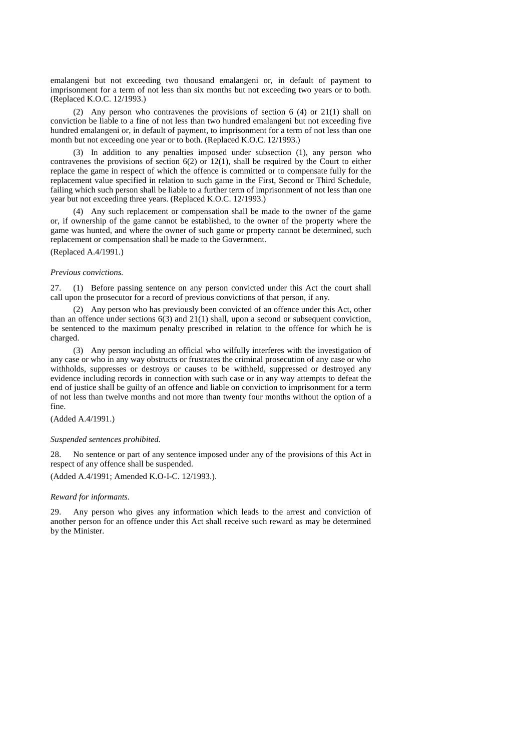emalangeni but not exceeding two thousand emalangeni or, in default of payment to imprisonment for a term of not less than six months but not exceeding two years or to both. (Replaced K.O.C. 12/1993.)

(2) Any person who contravenes the provisions of section 6 (4) or 21(1) shall on conviction be liable to a fine of not less than two hundred emalangeni but not exceeding five hundred emalangeni or, in default of payment, to imprisonment for a term of not less than one month but not exceeding one year or to both. (Replaced K.O.C. 12/1993.)

(3) In addition to any penalties imposed under subsection (1), any person who contravenes the provisions of section 6(2) or 12(1), shall be required by the Court to either replace the game in respect of which the offence is committed or to compensate fully for the replacement value specified in relation to such game in the First, Second or Third Schedule, failing which such person shall be liable to a further term of imprisonment of not less than one year but not exceeding three years. (Replaced K.O.C. 12/1993.)

(4) Any such replacement or compensation shall be made to the owner of the game or, if ownership of the game cannot be established, to the owner of the property where the game was hunted, and where the owner of such game or property cannot be determined, such replacement or compensation shall be made to the Government.

(Replaced A.4/1991.)

*Previous convictions.*

27. (1) Before passing sentence on any person convicted under this Act the court shall call upon the prosecutor for a record of previous convictions of that person, if any.

(2) Any person who has previously been convicted of an offence under this Act, other than an offence under sections 6(3) and 21(1) shall, upon a second or subsequent conviction, be sentenced to the maximum penalty prescribed in relation to the offence for which he is charged.

(3) Any person including an official who wilfully interferes with the investigation of any case or who in any way obstructs or frustrates the criminal prosecution of any case or who withholds, suppresses or destroys or causes to be withheld, suppressed or destroyed any evidence including records in connection with such case or in any way attempts to defeat the end of justice shall be guilty of an offence and liable on conviction to imprisonment for a term of not less than twelve months and not more than twenty four months without the option of a fine.

(Added A.4/1991.)

*Suspended sentences prohibited.*

28. No sentence or part of any sentence imposed under any of the provisions of this Act in respect of any offence shall be suspended.

(Added A.4/1991; Amended K.O-I-C. 12/1993.).

*Reward for informants.*

29. Any person who gives any information which leads to the arrest and conviction of another person for an offence under this Act shall receive such reward as may be determined by the Minister.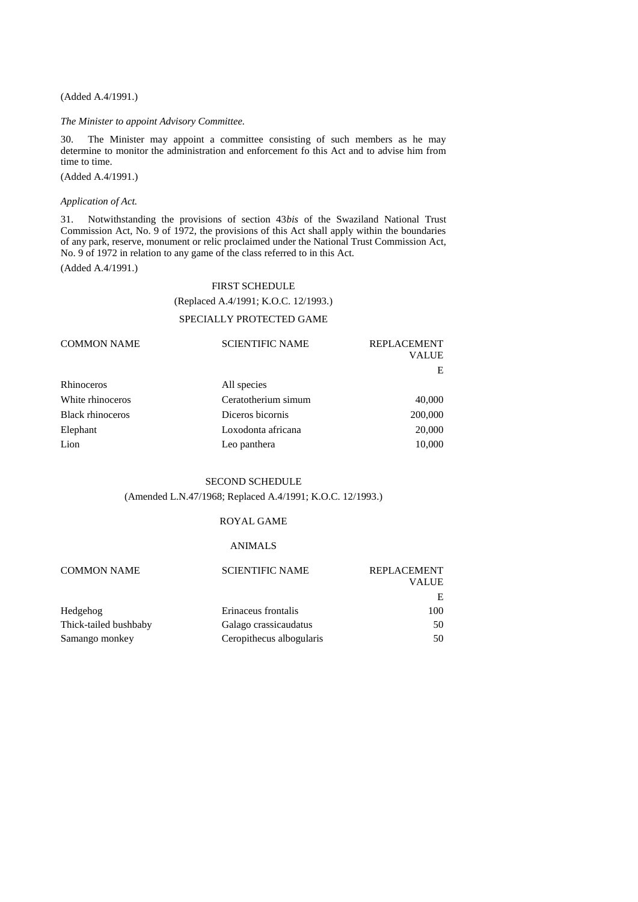(Added A.4/1991.)

*The Minister to appoint Advisory Committee.*

30. The Minister may appoint a committee consisting of such members as he may determine to monitor the administration and enforcement fo this Act and to advise him from time to time.

(Added A.4/1991.)

*Application of Act.*

31. Notwithstanding the provisions of section 43*bis* of the Swaziland National Trust Commission Act, No. 9 of 1972, the provisions of this Act shall apply within the boundaries of any park, reserve, monument or relic proclaimed under the National Trust Commission Act, No. 9 of 1972 in relation to any game of the class referred to in this Act.

(Added A.4/1991.)

FIRST SCHEDULE

(Replaced A.4/1991; K.O.C. 12/1993.)

SPECIALLY PROTECTED GAME

| COMMON NAME | SCIENTIFIC NAME | REPLACEMENT VALUE |
|---|---|---|
| | | E |
| Rhinoceros | All species | |
| White rhinoceros | Ceratotherium simum | 40,000 |
| Black rhinoceros | Diceros bicornis | 200,000 |
| Elephant | Loxodonta africana | 20,000 |
| Lion | Leo panthera | 10,000 |

SECOND SCHEDULE

(Amended L.N.47/1968; Replaced A.4/1991; K.O.C. 12/1993.)

ROYAL GAME

ANIMALS

| COMMON NAME | SCIENTIFIC NAME | REPLACEMENT VALUE |
|---|---|---|
| | | E |
| Hedgehog | Erinaceus frontalis | 100 |
| Thick-tailed bushbaby | Galago crassicaudatus | 50 |
| Samango monkey | Ceropithecus albogularis | 50 |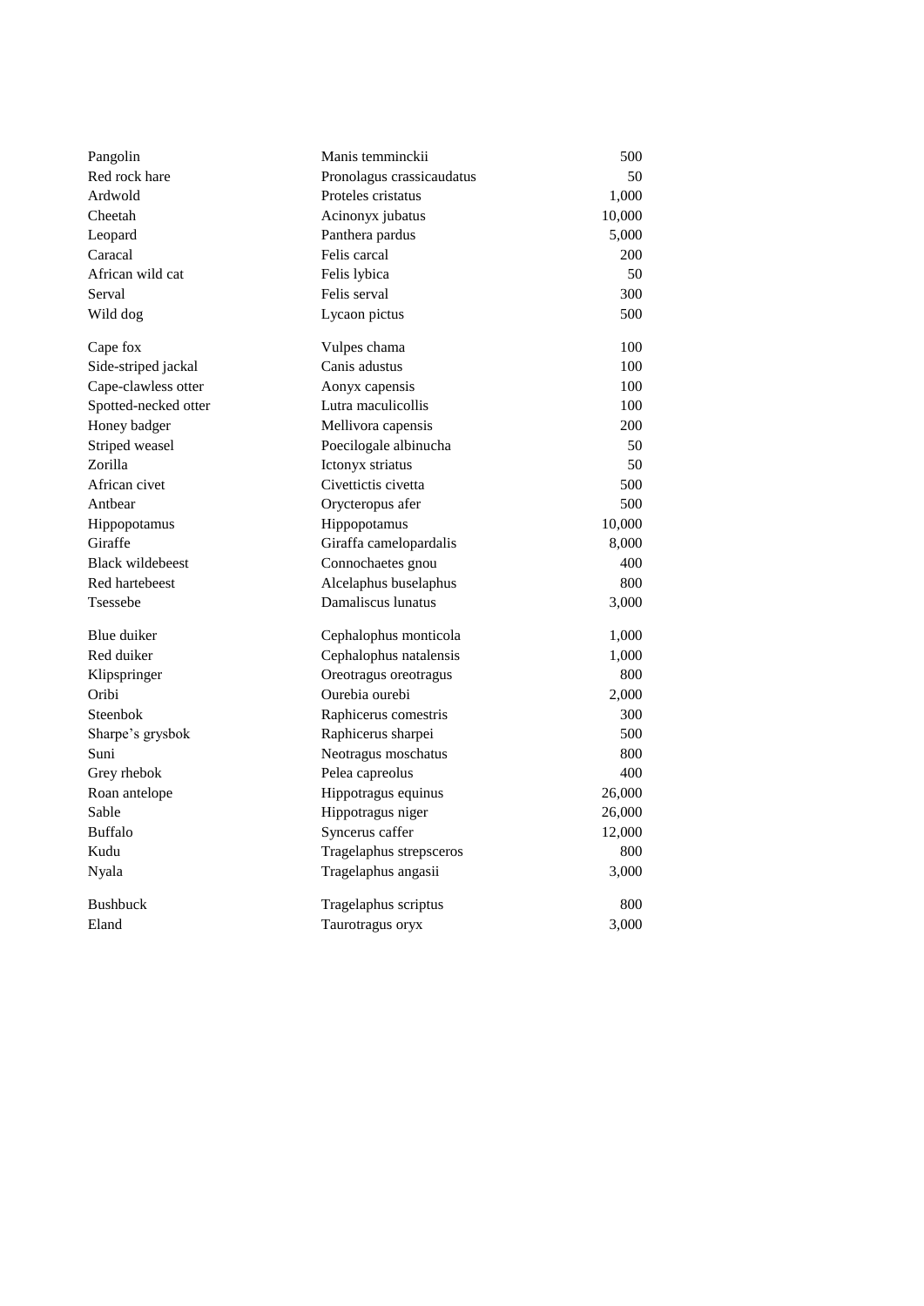| | | |
|---|---|---|
| Pangolin | Manis temminckii | 500 |
| Red rock hare | Pronolagus crassicaudatus | 50 |
| Ardwold | Proteles cristatus | 1,000 |
| Cheetah | Acinonyx jubatus | 10,000 |
| Leopard | Panthera pardus | 5,000 |
| Caracal | Felis carcal | 200 |
| African wild cat | Felis lybica | 50 |
| Serval | Felis serval | 300 |
| Wild dog | Lycaon pictus | 500 |
| Cape fox | Vulpes chama | 100 |
| Side-striped jackal | Canis adustus | 100 |
| Cape-clawless otter | Aonyx capensis | 100 |
| Spotted-necked otter | Lutra maculicollis | 100 |
| Honey badger | Mellivora capensis | 200 |
| Striped weasel | Poecilogale albinucha | 50 |
| Zorilla | Ictonyx striatus | 50 |
| African civet | Civettictis civetta | 500 |
| Antbear | Orycteropus afer | 500 |
| Hippopotamus | Hippopotamus | 10,000 |
| Giraffe | Giraffa camelopardalis | 8,000 |
| Black wildebeest | Connochaetes gnou | 400 |
| Red hartebeest | Alcelaphus buselaphus | 800 |
| Tsessebe | Damaliscus lunatus | 3,000 |
| Blue duiker | Cephalophus monticola | 1,000 |
| Red duiker | Cephalophus natalensis | 1,000 |
| Klipspringer | Oreotragus oreotragus | 800 |
| Oribi | Ourebia ourebi | 2,000 |
| Steenbok | Raphicerus comestris | 300 |
| Sharpe's grysbok | Raphicerus sharpei | 500 |
| Suni | Neotragus moschatus | 800 |
| Grey rhebok | Pelea capreolus | 400 |
| Roan antelope | Hippotragus equinus | 26,000 |
| Sable | Hippotragus niger | 26,000 |
| Buffalo | Syncerus caffer | 12,000 |
| Kudu | Tragelaphus strepsceros | 800 |
| Nyala | Tragelaphus angasii | 3,000 |
| Bushbuck | Tragelaphus scriptus | 800 |
| Eland | Taurotragus oryx | 3,000 |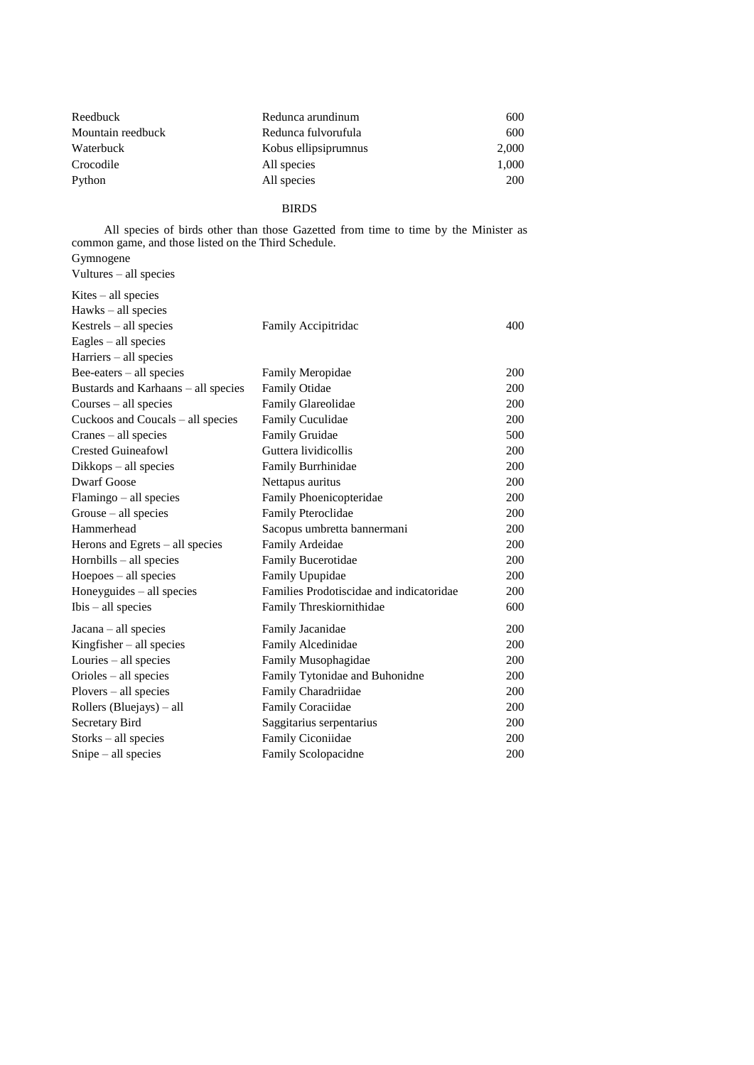| | | |
|---|---|---|
| Reedbuck | Redunca arundinum | 600 |
| Mountain reedbuck | Redunca fulvorufula | 600 |
| Waterbuck | Kobus ellipsiprumnus | 2,000 |
| Crocodile | All species | 1,000 |
| Python | All species | 200 |

BIRDS

All species of birds other than those Gazetted from time to time by the Minister as common game, and those listed on the Third Schedule.

| | | |
|---|---|---|
| Gymnogene | | |
| Vultures – all species | | |
| Kites – all species | | |
| Hawks – all species | | |
| Kestrels – all species | Family Accipitridac | 400 |
| Eagles – all species | | |
| Harriers – all species | | |
| Bee-eaters – all species | Family Meropidae | 200 |
| Bustards and Karhaans – all species | Family Otidae | 200 |
| Courses – all species | Family Glareolidae | 200 |
| Cuckoos and Coucals – all species | Family Cuculidae | 200 |
| Cranes – all species | Family Gruidae | 500 |
| Crested Guineafowl | Guttera lividicollis | 200 |
| Dikkops – all species | Family Burrhinidae | 200 |
| Dwarf Goose | Nettapus auritus | 200 |
| Flamingo – all species | Family Phoenicopteridae | 200 |
| Grouse – all species | Family Pteroclidae | 200 |
| Hammerhead | Sacopus umbretta bannermani | 200 |
| Herons and Egrets – all species | Family Ardeidae | 200 |
| Hornbills – all species | Family Bucerotidae | 200 |
| Hoepoes – all species | Family Upupidae | 200 |
| Honeyguides – all species | Families Prodotiscidae and indicatoridae | 200 |
| Ibis – all species | Family Threskiornithidae | 600 |
| Jacana – all species | Family Jacanidae | 200 |
| Kingfisher – all species | Family Alcedinidae | 200 |
| Louries – all species | Family Musophagidae | 200 |
| Orioles – all species | Family Tytonidae and Buhonidne | 200 |
| Plovers – all species | Family Charadriidae | 200 |
| Rollers (Bluejays) – all | Family Coraciidae | 200 |
| Secretary Bird | Saggitarius serpentarius | 200 |
| Storks – all species | Family Ciconiidae | 200 |
| Snipe – all species | Family Scolopacidne | 200 |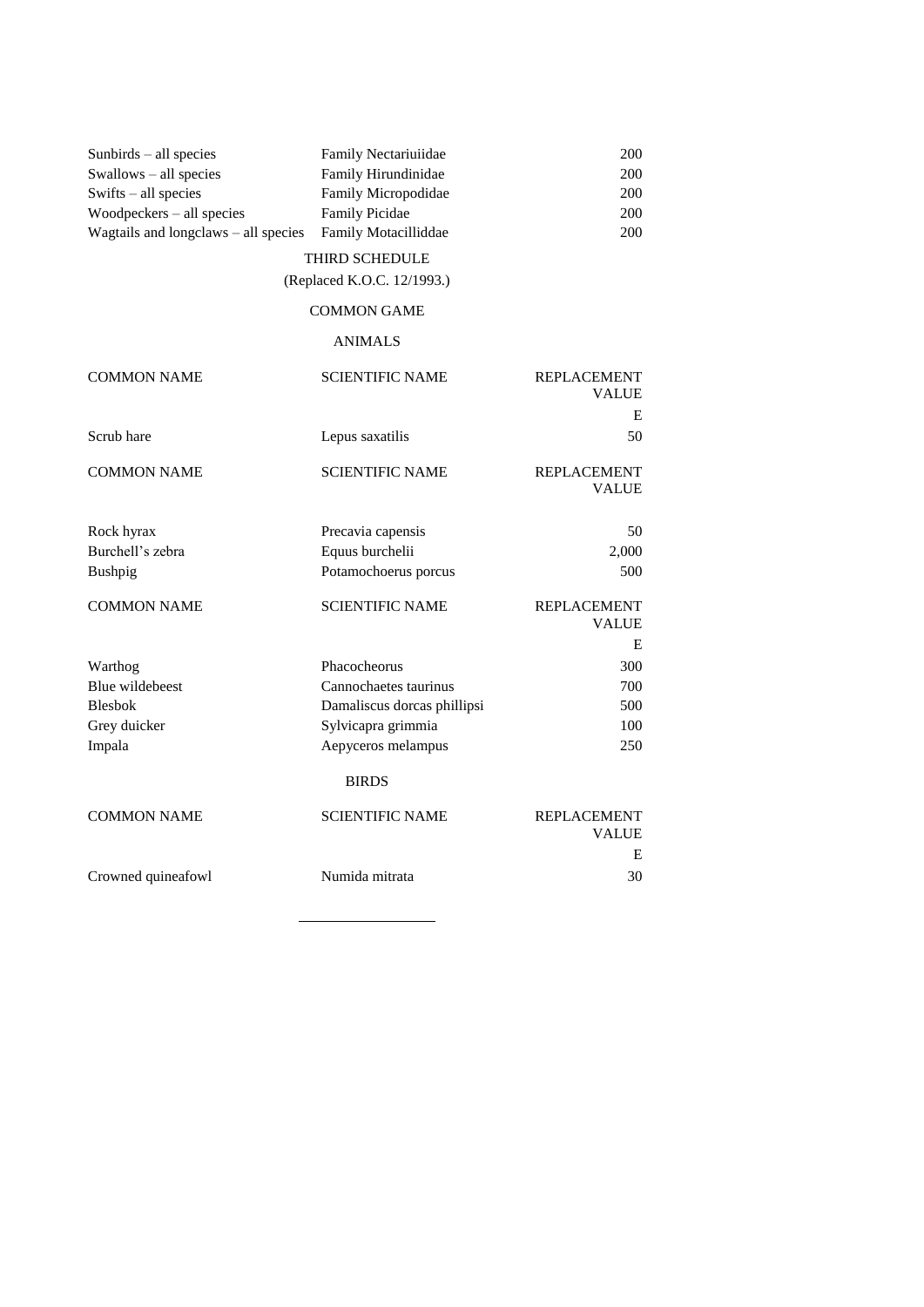| | | |
|---|---|---|
| Sunbirds – all species | Family Nectariuiidae | 200 |
| Swallows – all species | Family Hirundinidae | 200 |
| Swifts – all species | Family Micropodidae | 200 |
| Woodpeckers – all species | Family Picidae | 200 |
| Wagtails and longclaws – all species | Family Motacilliddae | 200 |

THIRD SCHEDULE

(Replaced K.O.C. 12/1993.)

COMMON GAME

ANIMALS

| COMMON NAME | SCIENTIFIC NAME | REPLACEMENT VALUE E |
|---|---|---|
| Scrub hare | Lepus saxatilis | 50 |

| COMMON NAME | SCIENTIFIC NAME | REPLACEMENT VALUE |
|---|---|---|
| Rock hyrax | Precavia capensis | 50 |
| Burchell's zebra | Equus burchelii | 2,000 |
| Bushpig | Potamochoerus porcus | 500 |

| COMMON NAME | SCIENTIFIC NAME | REPLACEMENT VALUE E |
|---|---|---|
| Warthog | Phacocheorus | 300 |
| Blue wildebeest | Cannochaetes taurinus | 700 |
| Blesbok | Damaliscus dorcas phillipsi | 500 |
| Grey duicker | Sylvicapra grimmia | 100 |
| Impala | Aepyceros melampus | 250 |

BIRDS

| COMMON NAME | SCIENTIFIC NAME | REPLACEMENT VALUE E |
|---|---|---|
| Crowned quineafowl | Numida mitrata | 30 |